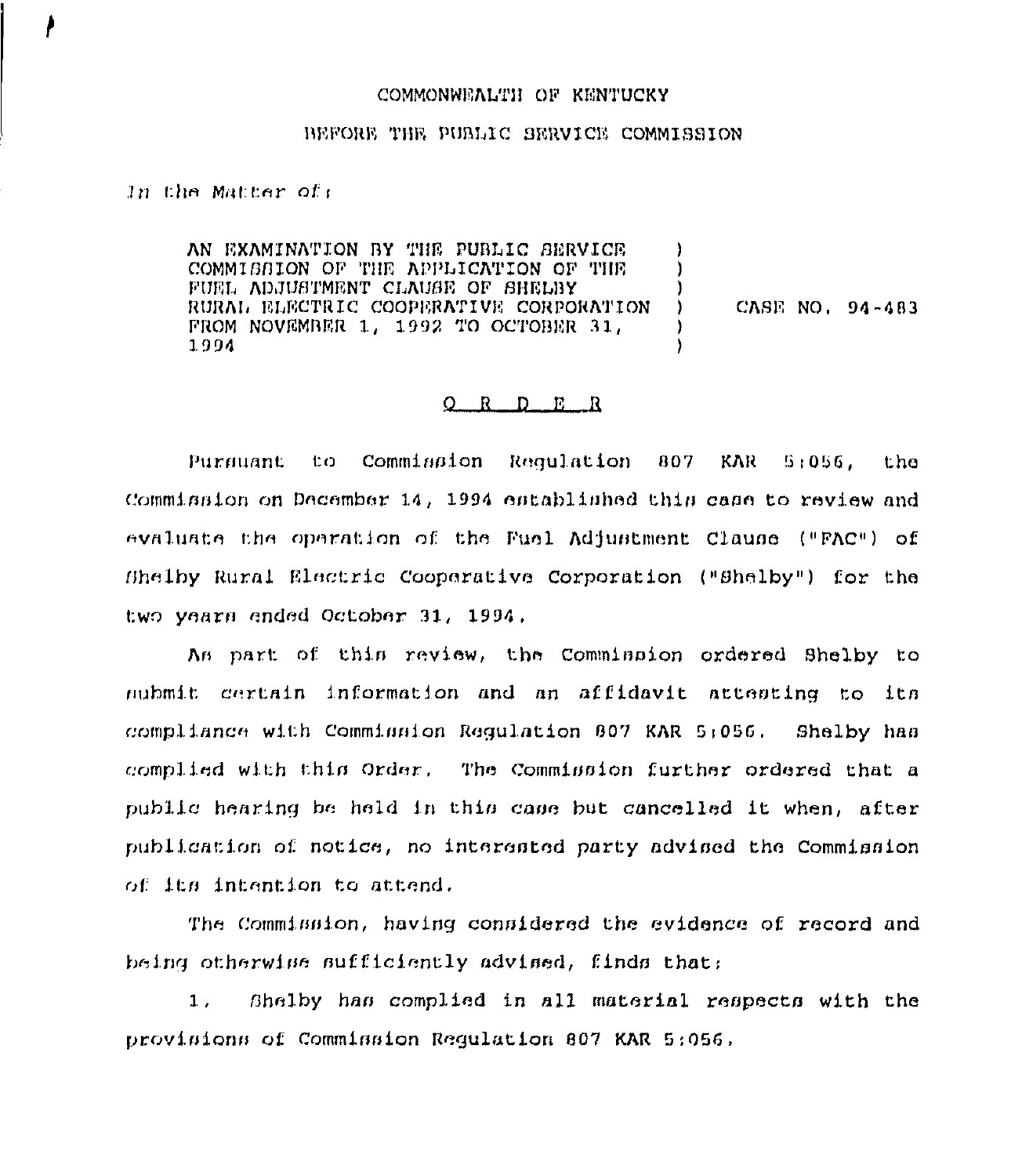COMMONWEALTH OF KENTUCKY

BEFORE THE PUBLIC SERVICE COMMISSION

In the Matter of:

AN EXAMINATION BY THE PUBLIC SERVICE COMMISSION OF THE APPLICATION OF THE FUEL ADJUSTMENT CLAUSE OF SHELBY RURAL ELECTRIC COOPERATIVE CORPORATION FROM NOVEMBER 1, 1992 TO OCTOBER 31, 1994 ) CASE NO. 94-483

O R D E R

Pursuant to Commission Regulation 807 KAR 5:056, the Commission on December 14, 1994 established this case to review and evaluate the operation of the Fuel Adjustment Clause ("FAC") of Shelby Rural Electric Cooperative Corporation ("Shelby") for the two years ended October 31, 1994.

As part of this review, the Commission ordered Shelby to submit certain information and an affidavit attesting to its compliance with Commission Regulation 807 KAR 5:056. Shelby has complied with this Order. The Commission further ordered that a public hearing be held in this case but cancelled it when, after publication of notice, no interested party advised the Commission of its intention to attend.

The Commission, having considered the evidence of record and being otherwise sufficiently advised, finds that:

1. Shelby has complied in all material respects with the provisions of Commission Regulation 807 KAR 5:056.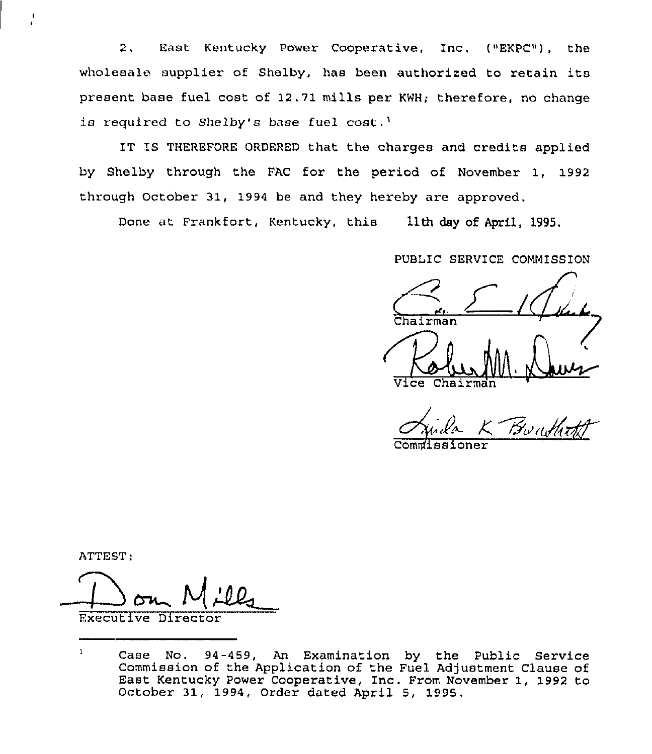2. East Kentucky Power Cooperative, Inc. ("EKPC"), the wholesale supplier of Shelby, has been authorized to retain its present base fuel cost of 12.71 mills per KWH; therefore, no change is required to Shelby's base fuel cost.[1]

IT IS THEREFORE ORDERED that the charges and credits applied by Shelby through the FAC for the period of November 1, 1992 through October 31, 1994 be and they hereby are approved.

Done at Frankfort, Kentucky, this 11th day of April, 1995.

PUBLIC SERVICE COMMISSION

Chairman

Vice Chairman

Commissioner

ATTEST:

Executive Director

---

[1] Case No. 94-459, An Examination by the Public Service Commission of the Application of the Fuel Adjustment Clause of East Kentucky Power Cooperative, Inc. From November 1, 1992 to October 31, 1994, Order dated April 5, 1995.